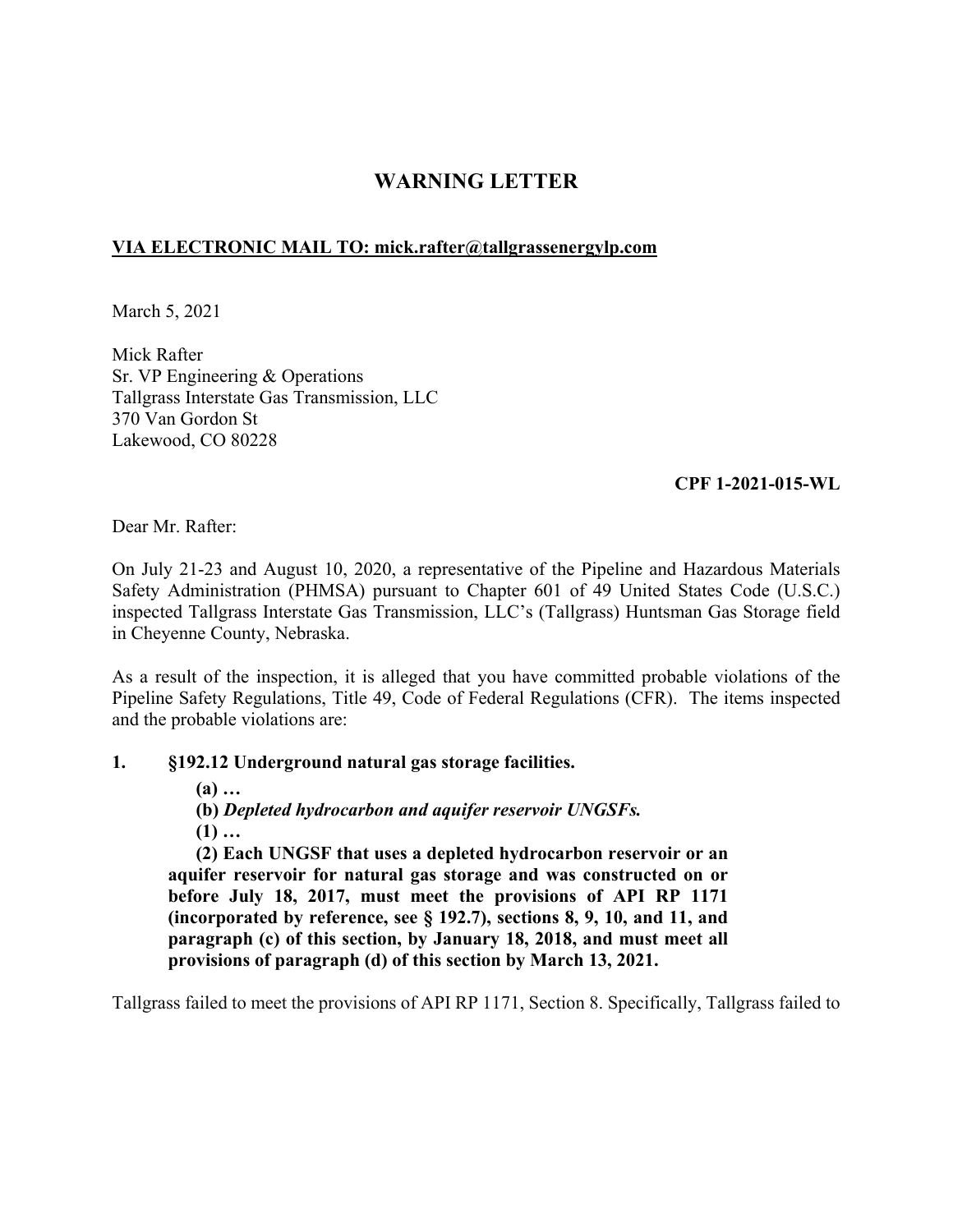# WARNING LETTER

**VIA ELECTRONIC MAIL TO: mick.rafter@tallgrassenergylp.com**

March 5, 2021

Mick Rafter
Sr. VP Engineering & Operations
Tallgrass Interstate Gas Transmission, LLC
370 Van Gordon St
Lakewood, CO 80228

**CPF 1-2021-015-WL**

Dear Mr. Rafter:

On July 21-23 and August 10, 2020, a representative of the Pipeline and Hazardous Materials Safety Administration (PHMSA) pursuant to Chapter 601 of 49 United States Code (U.S.C.) inspected Tallgrass Interstate Gas Transmission, LLC's (Tallgrass) Huntsman Gas Storage field in Cheyenne County, Nebraska.

As a result of the inspection, it is alleged that you have committed probable violations of the Pipeline Safety Regulations, Title 49, Code of Federal Regulations (CFR). The items inspected and the probable violations are:

**1. §192.12 Underground natural gas storage facilities.**

> **(a) …**
>
> **(b)** ***Depleted hydrocarbon and aquifer reservoir UNGSFs.***
>
> **(1) …**
>
> **(2) Each UNGSF that uses a depleted hydrocarbon reservoir or an aquifer reservoir for natural gas storage and was constructed on or before July 18, 2017, must meet the provisions of API RP 1171 (incorporated by reference, see § 192.7), sections 8, 9, 10, and 11, and paragraph (c) of this section, by January 18, 2018, and must meet all provisions of paragraph (d) of this section by March 13, 2021.**

Tallgrass failed to meet the provisions of API RP 1171, Section 8. Specifically, Tallgrass failed to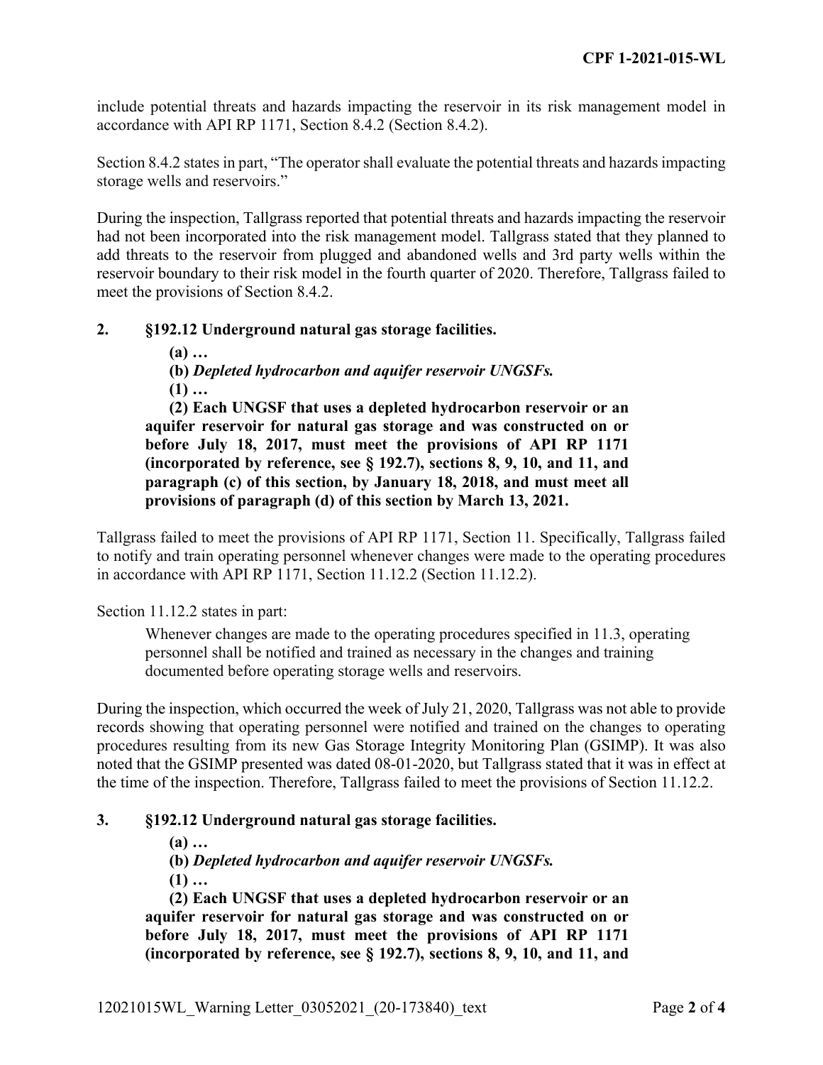include potential threats and hazards impacting the reservoir in its risk management model in accordance with API RP 1171, Section 8.4.2 (Section 8.4.2).

Section 8.4.2 states in part, "The operator shall evaluate the potential threats and hazards impacting storage wells and reservoirs."

During the inspection, Tallgrass reported that potential threats and hazards impacting the reservoir had not been incorporated into the risk management model. Tallgrass stated that they planned to add threats to the reservoir from plugged and abandoned wells and 3rd party wells within the reservoir boundary to their risk model in the fourth quarter of 2020. Therefore, Tallgrass failed to meet the provisions of Section 8.4.2.

**2. §192.12 Underground natural gas storage facilities.**

> **(a) …**
>
> **(b)** ***Depleted hydrocarbon and aquifer reservoir UNGSFs.***
>
> **(1) …**
>
> **(2) Each UNGSF that uses a depleted hydrocarbon reservoir or an aquifer reservoir for natural gas storage and was constructed on or before July 18, 2017, must meet the provisions of API RP 1171 (incorporated by reference, see § 192.7), sections 8, 9, 10, and 11, and paragraph (c) of this section, by January 18, 2018, and must meet all provisions of paragraph (d) of this section by March 13, 2021.**

Tallgrass failed to meet the provisions of API RP 1171, Section 11. Specifically, Tallgrass failed to notify and train operating personnel whenever changes were made to the operating procedures in accordance with API RP 1171, Section 11.12.2 (Section 11.12.2).

Section 11.12.2 states in part:

> Whenever changes are made to the operating procedures specified in 11.3, operating personnel shall be notified and trained as necessary in the changes and training documented before operating storage wells and reservoirs.

During the inspection, which occurred the week of July 21, 2020, Tallgrass was not able to provide records showing that operating personnel were notified and trained on the changes to operating procedures resulting from its new Gas Storage Integrity Monitoring Plan (GSIMP). It was also noted that the GSIMP presented was dated 08-01-2020, but Tallgrass stated that it was in effect at the time of the inspection. Therefore, Tallgrass failed to meet the provisions of Section 11.12.2.

**3. §192.12 Underground natural gas storage facilities.**

> **(a) …**
>
> **(b)** ***Depleted hydrocarbon and aquifer reservoir UNGSFs.***
>
> **(1) …**
>
> **(2) Each UNGSF that uses a depleted hydrocarbon reservoir or an aquifer reservoir for natural gas storage and was constructed on or before July 18, 2017, must meet the provisions of API RP 1171 (incorporated by reference, see § 192.7), sections 8, 9, 10, and 11, and**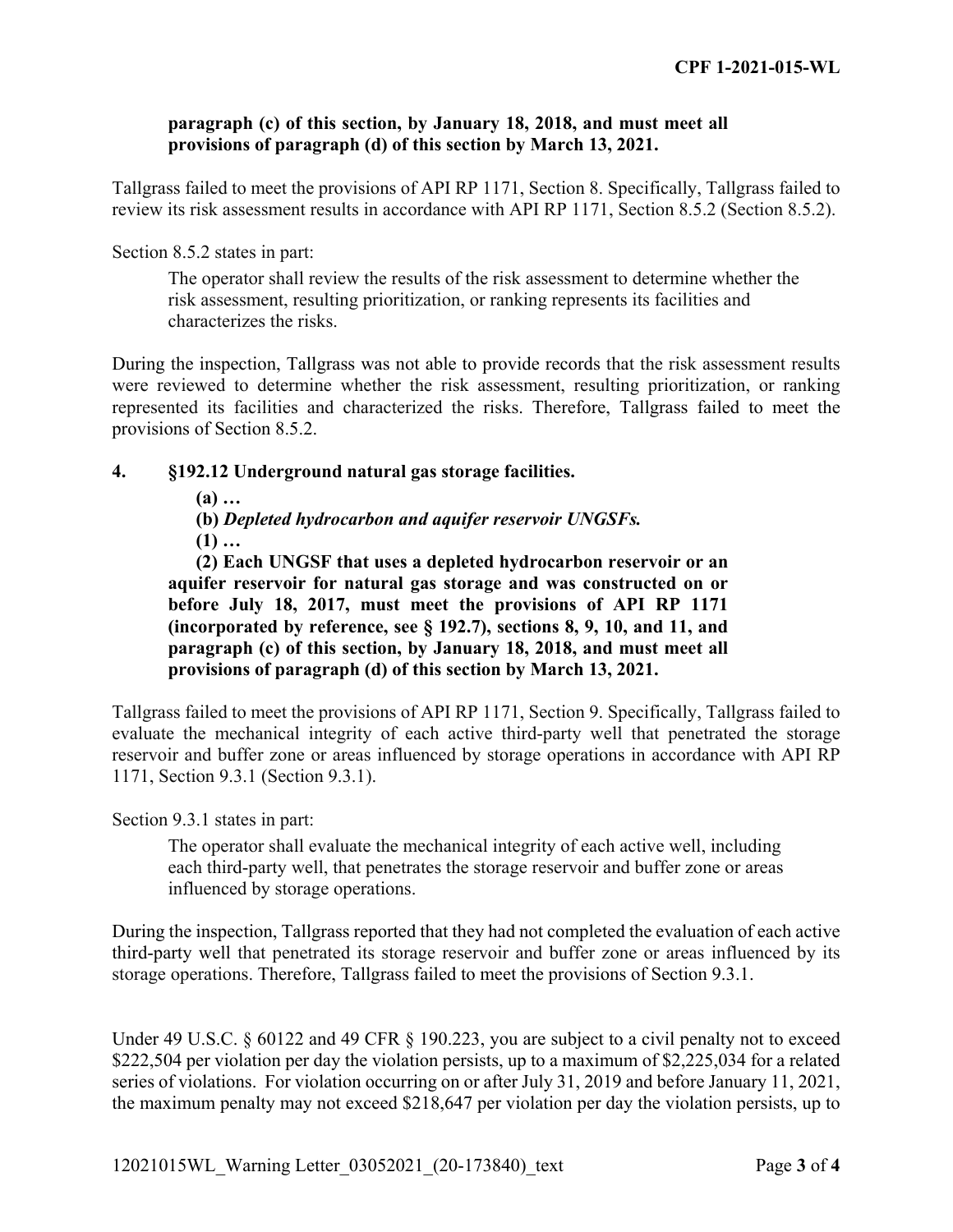**paragraph (c) of this section, by January 18, 2018, and must meet all provisions of paragraph (d) of this section by March 13, 2021.**

Tallgrass failed to meet the provisions of API RP 1171, Section 8. Specifically, Tallgrass failed to review its risk assessment results in accordance with API RP 1171, Section 8.5.2 (Section 8.5.2).

Section 8.5.2 states in part:

> The operator shall review the results of the risk assessment to determine whether the risk assessment, resulting prioritization, or ranking represents its facilities and characterizes the risks.

During the inspection, Tallgrass was not able to provide records that the risk assessment results were reviewed to determine whether the risk assessment, resulting prioritization, or ranking represented its facilities and characterized the risks. Therefore, Tallgrass failed to meet the provisions of Section 8.5.2.

**4. §192.12 Underground natural gas storage facilities.**

> **(a) …**
>
> **(b) *Depleted hydrocarbon and aquifer reservoir UNGSFs.***
>
> **(1) …**
>
> **(2) Each UNGSF that uses a depleted hydrocarbon reservoir or an aquifer reservoir for natural gas storage and was constructed on or before July 18, 2017, must meet the provisions of API RP 1171 (incorporated by reference, see § 192.7), sections 8, 9, 10, and 11, and paragraph (c) of this section, by January 18, 2018, and must meet all provisions of paragraph (d) of this section by March 13, 2021.**

Tallgrass failed to meet the provisions of API RP 1171, Section 9. Specifically, Tallgrass failed to evaluate the mechanical integrity of each active third-party well that penetrated the storage reservoir and buffer zone or areas influenced by storage operations in accordance with API RP 1171, Section 9.3.1 (Section 9.3.1).

Section 9.3.1 states in part:

> The operator shall evaluate the mechanical integrity of each active well, including each third-party well, that penetrates the storage reservoir and buffer zone or areas influenced by storage operations.

During the inspection, Tallgrass reported that they had not completed the evaluation of each active third-party well that penetrated its storage reservoir and buffer zone or areas influenced by its storage operations. Therefore, Tallgrass failed to meet the provisions of Section 9.3.1.

Under 49 U.S.C. § 60122 and 49 CFR § 190.223, you are subject to a civil penalty not to exceed \$222,504 per violation per day the violation persists, up to a maximum of \$2,225,034 for a related series of violations. For violation occurring on or after July 31, 2019 and before January 11, 2021, the maximum penalty may not exceed \$218,647 per violation per day the violation persists, up to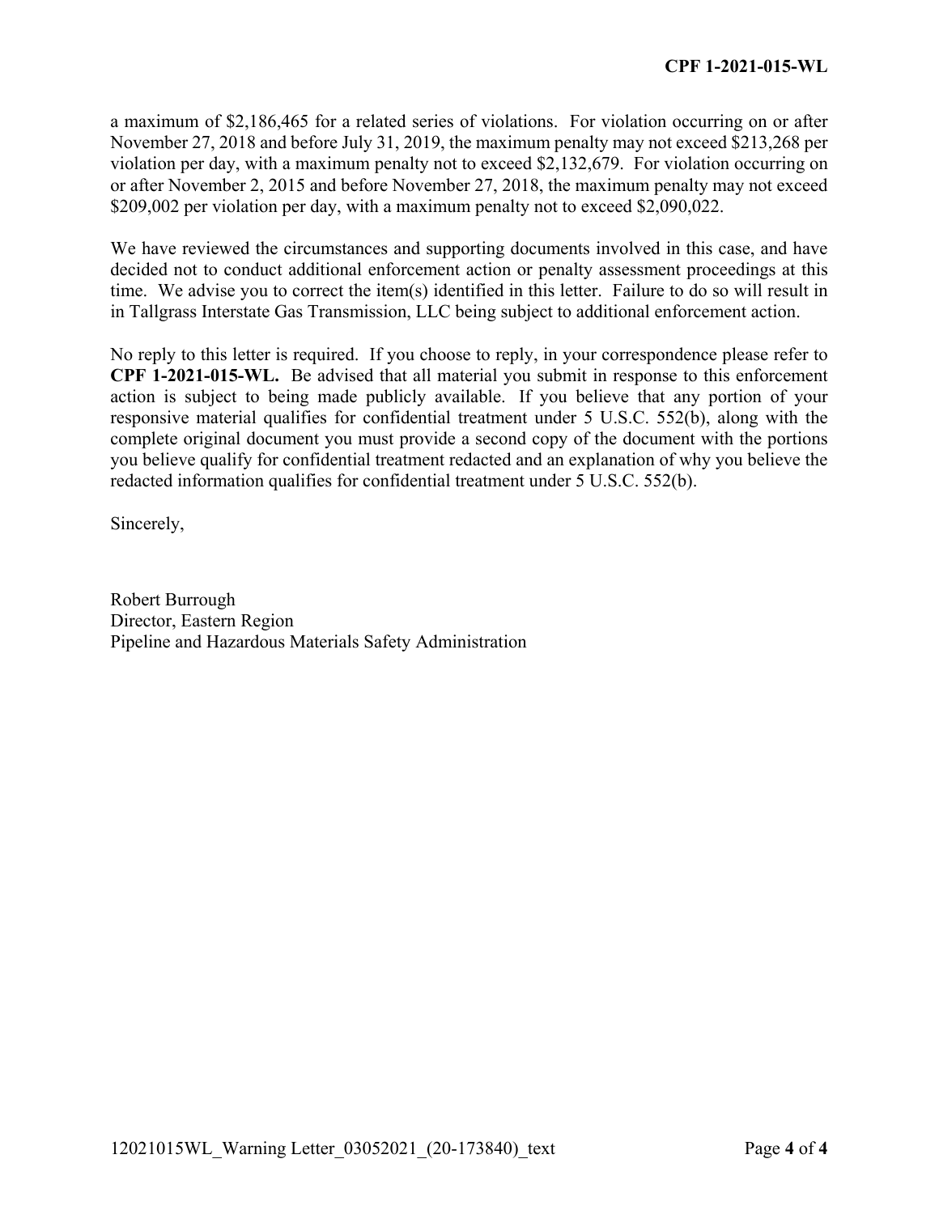a maximum of $2,186,465 for a related series of violations. For violation occurring on or after November 27, 2018 and before July 31, 2019, the maximum penalty may not exceed $213,268 per violation per day, with a maximum penalty not to exceed $2,132,679. For violation occurring on or after November 2, 2015 and before November 27, 2018, the maximum penalty may not exceed $209,002 per violation per day, with a maximum penalty not to exceed $2,090,022.

We have reviewed the circumstances and supporting documents involved in this case, and have decided not to conduct additional enforcement action or penalty assessment proceedings at this time. We advise you to correct the item(s) identified in this letter. Failure to do so will result in in Tallgrass Interstate Gas Transmission, LLC being subject to additional enforcement action.

No reply to this letter is required. If you choose to reply, in your correspondence please refer to **CPF 1-2021-015-WL.** Be advised that all material you submit in response to this enforcement action is subject to being made publicly available. If you believe that any portion of your responsive material qualifies for confidential treatment under 5 U.S.C. 552(b), along with the complete original document you must provide a second copy of the document with the portions you believe qualify for confidential treatment redacted and an explanation of why you believe the redacted information qualifies for confidential treatment under 5 U.S.C. 552(b).

Sincerely,

Robert Burrough
Director, Eastern Region
Pipeline and Hazardous Materials Safety Administration